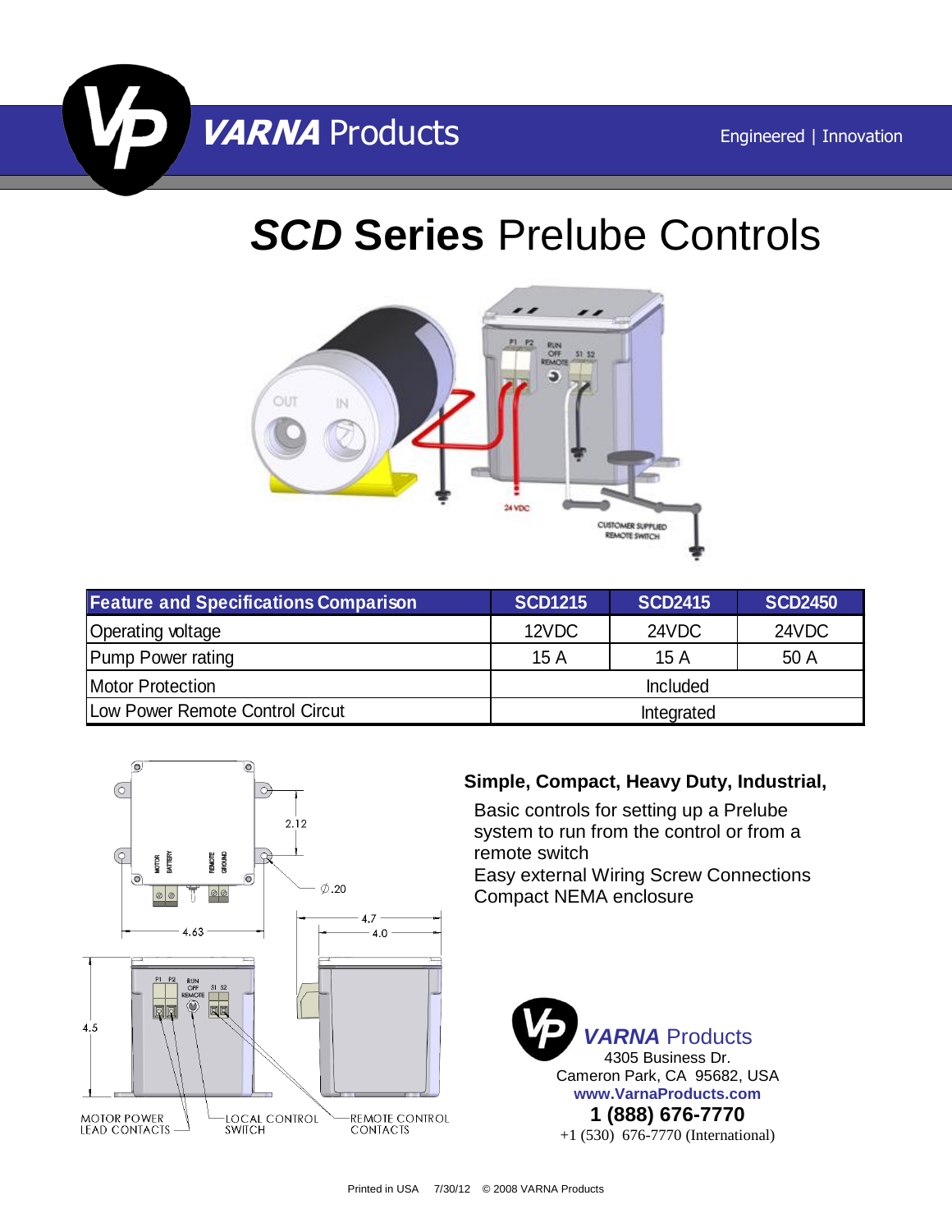VARNA Products

Engineered | Innovation

# *SCD* Series Prelube Controls

| Feature and Specifications Comparison | SCD1215 | SCD2415 | SCD2450 |
|---|---|---|---|
| Operating voltage | 12VDC | 24VDC | 24VDC |
| Pump Power rating | 15 A | 15 A | 50 A |
| Motor Protection | Included | | |
| Low Power Remote Control Circut | Integrated | | |

**Simple, Compact, Heavy Duty, Industrial,**

Basic controls for setting up a Prelube system to run from the control or from a remote switch

Easy external Wiring Screw Connections

Compact NEMA enclosure

***VARNA*** Products
4305 Business Dr.
Cameron Park, CA 95682, USA
**www.VarnaProducts.com**
**1 (888) 676-7770**
+1 (530) 676-7770 (International)

Printed in USA 7/30/12 © 2008 VARNA Products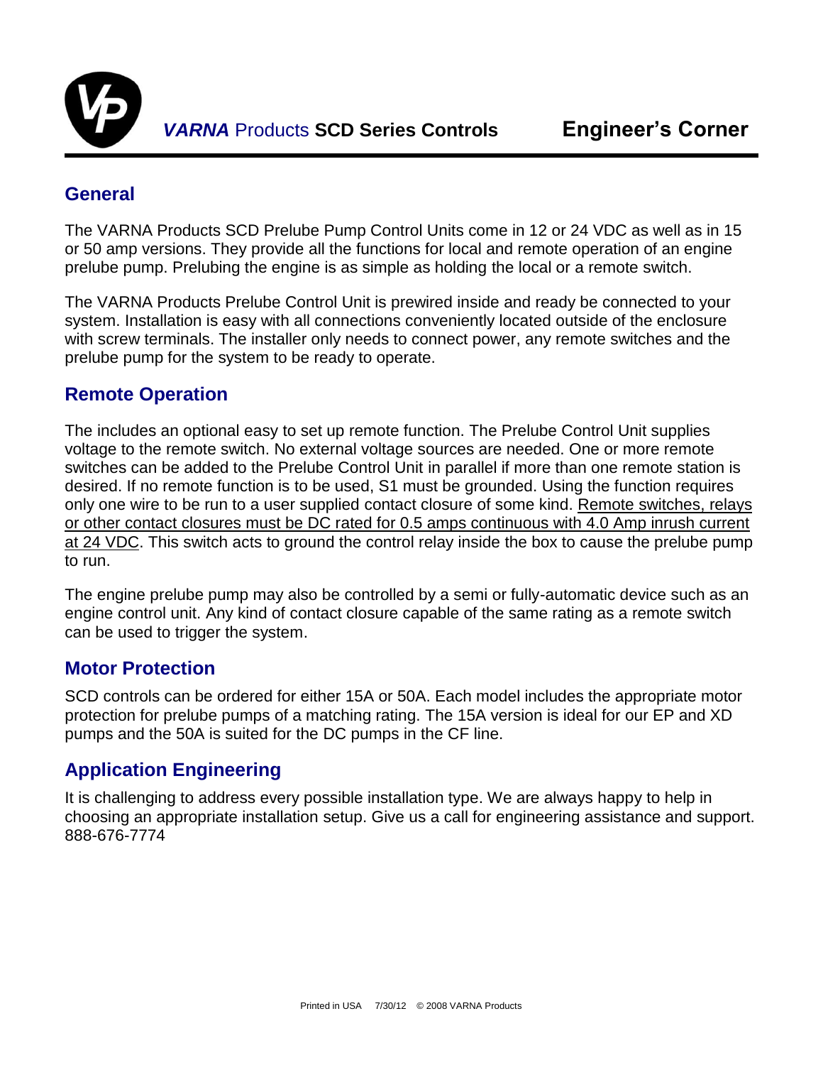*VARNA* Products **SCD Series Controls** **Engineer's Corner**

## General

The VARNA Products SCD Prelube Pump Control Units come in 12 or 24 VDC as well as in 15 or 50 amp versions. They provide all the functions for local and remote operation of an engine prelube pump. Prelubing the engine is as simple as holding the local or a remote switch.

The VARNA Products Prelube Control Unit is prewired inside and ready be connected to your system. Installation is easy with all connections conveniently located outside of the enclosure with screw terminals. The installer only needs to connect power, any remote switches and the prelube pump for the system to be ready to operate.

## Remote Operation

The includes an optional easy to set up remote function. The Prelube Control Unit supplies voltage to the remote switch. No external voltage sources are needed. One or more remote switches can be added to the Prelube Control Unit in parallel if more than one remote station is desired. If no remote function is to be used, S1 must be grounded. Using the function requires only one wire to be run to a user supplied contact closure of some kind. <u>Remote switches, relays or other contact closures must be DC rated for 0.5 amps continuous with 4.0 Amp inrush current at 24 VDC</u>. This switch acts to ground the control relay inside the box to cause the prelube pump to run.

The engine prelube pump may also be controlled by a semi or fully-automatic device such as an engine control unit. Any kind of contact closure capable of the same rating as a remote switch can be used to trigger the system.

## Motor Protection

SCD controls can be ordered for either 15A or 50A. Each model includes the appropriate motor protection for prelube pumps of a matching rating. The 15A version is ideal for our EP and XD pumps and the 50A is suited for the DC pumps in the CF line.

## Application Engineering

It is challenging to address every possible installation type. We are always happy to help in choosing an appropriate installation setup. Give us a call for engineering assistance and support. 888-676-7774

Printed in USA 7/30/12 © 2008 VARNA Products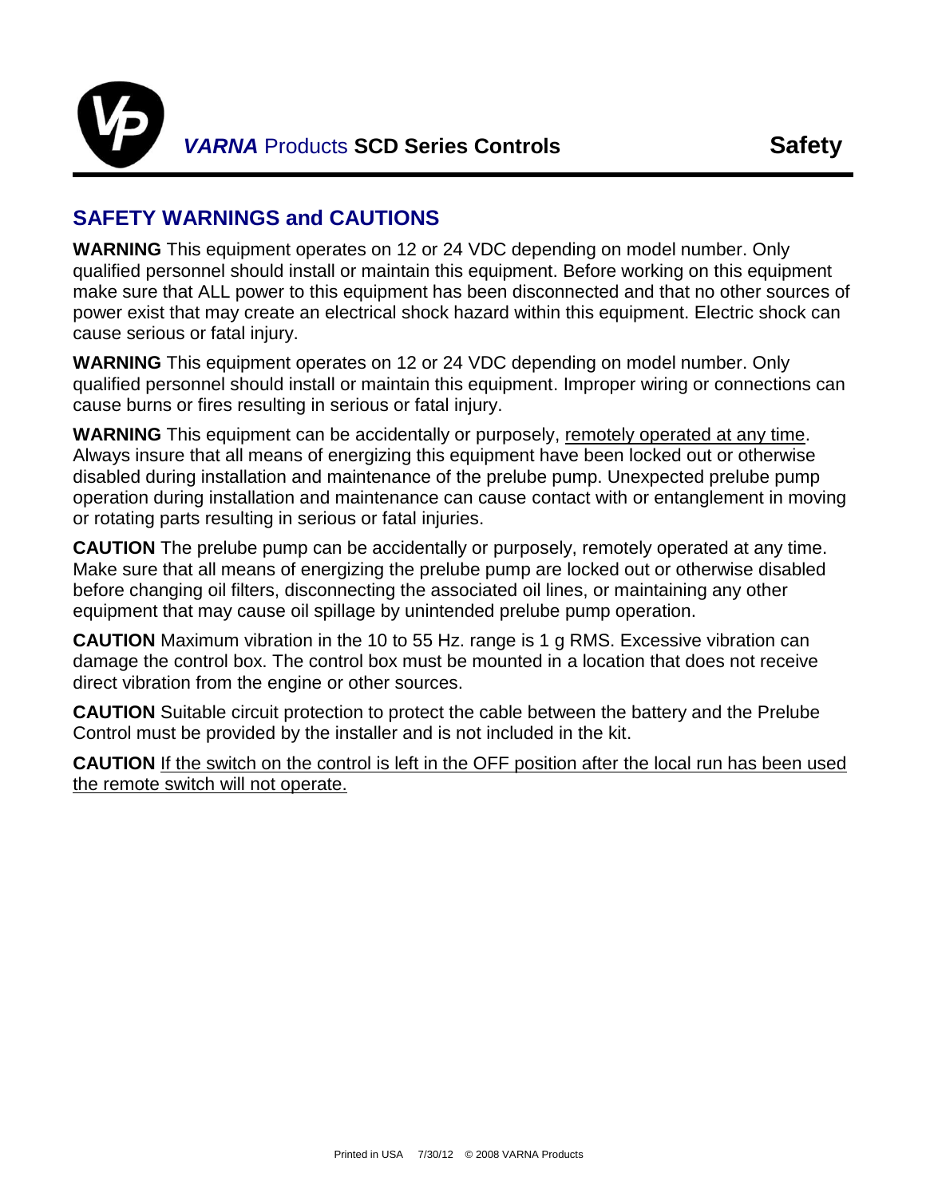## SAFETY WARNINGS and CAUTIONS

**WARNING** This equipment operates on 12 or 24 VDC depending on model number. Only qualified personnel should install or maintain this equipment. Before working on this equipment make sure that ALL power to this equipment has been disconnected and that no other sources of power exist that may create an electrical shock hazard within this equipment. Electric shock can cause serious or fatal injury.

**WARNING** This equipment operates on 12 or 24 VDC depending on model number. Only qualified personnel should install or maintain this equipment. Improper wiring or connections can cause burns or fires resulting in serious or fatal injury.

**WARNING** This equipment can be accidentally or purposely, remotely operated at any time. Always insure that all means of energizing this equipment have been locked out or otherwise disabled during installation and maintenance of the prelube pump. Unexpected prelube pump operation during installation and maintenance can cause contact with or entanglement in moving or rotating parts resulting in serious or fatal injuries.

**CAUTION** The prelube pump can be accidentally or purposely, remotely operated at any time. Make sure that all means of energizing the prelube pump are locked out or otherwise disabled before changing oil filters, disconnecting the associated oil lines, or maintaining any other equipment that may cause oil spillage by unintended prelube pump operation.

**CAUTION** Maximum vibration in the 10 to 55 Hz. range is 1 g RMS. Excessive vibration can damage the control box. The control box must be mounted in a location that does not receive direct vibration from the engine or other sources.

**CAUTION** Suitable circuit protection to protect the cable between the battery and the Prelube Control must be provided by the installer and is not included in the kit.

**CAUTION** If the switch on the control is left in the OFF position after the local run has been used the remote switch will not operate.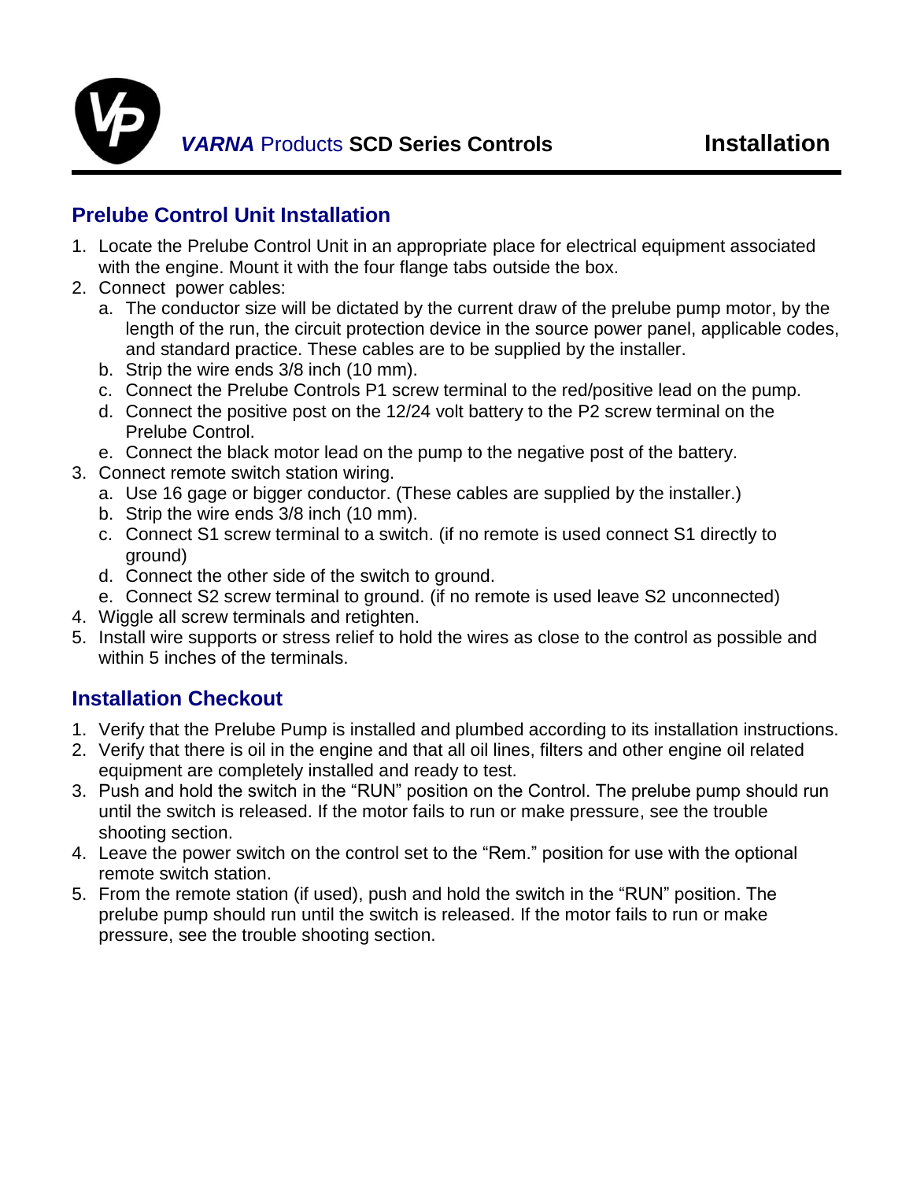## Prelube Control Unit Installation

1. Locate the Prelube Control Unit in an appropriate place for electrical equipment associated with the engine. Mount it with the four flange tabs outside the box.
2. Connect power cables:
   a. The conductor size will be dictated by the current draw of the prelube pump motor, by the length of the run, the circuit protection device in the source power panel, applicable codes, and standard practice. These cables are to be supplied by the installer.
   b. Strip the wire ends 3/8 inch (10 mm).
   c. Connect the Prelube Controls P1 screw terminal to the red/positive lead on the pump.
   d. Connect the positive post on the 12/24 volt battery to the P2 screw terminal on the Prelube Control.
   e. Connect the black motor lead on the pump to the negative post of the battery.
3. Connect remote switch station wiring.
   a. Use 16 gage or bigger conductor. (These cables are supplied by the installer.)
   b. Strip the wire ends 3/8 inch (10 mm).
   c. Connect S1 screw terminal to a switch. (if no remote is used connect S1 directly to ground)
   d. Connect the other side of the switch to ground.
   e. Connect S2 screw terminal to ground. (if no remote is used leave S2 unconnected)
4. Wiggle all screw terminals and retighten.
5. Install wire supports or stress relief to hold the wires as close to the control as possible and within 5 inches of the terminals.

## Installation Checkout

1. Verify that the Prelube Pump is installed and plumbed according to its installation instructions.
2. Verify that there is oil in the engine and that all oil lines, filters and other engine oil related equipment are completely installed and ready to test.
3. Push and hold the switch in the "RUN" position on the Control. The prelube pump should run until the switch is released. If the motor fails to run or make pressure, see the trouble shooting section.
4. Leave the power switch on the control set to the "Rem." position for use with the optional remote switch station.
5. From the remote station (if used), push and hold the switch in the "RUN" position. The prelube pump should run until the switch is released. If the motor fails to run or make pressure, see the trouble shooting section.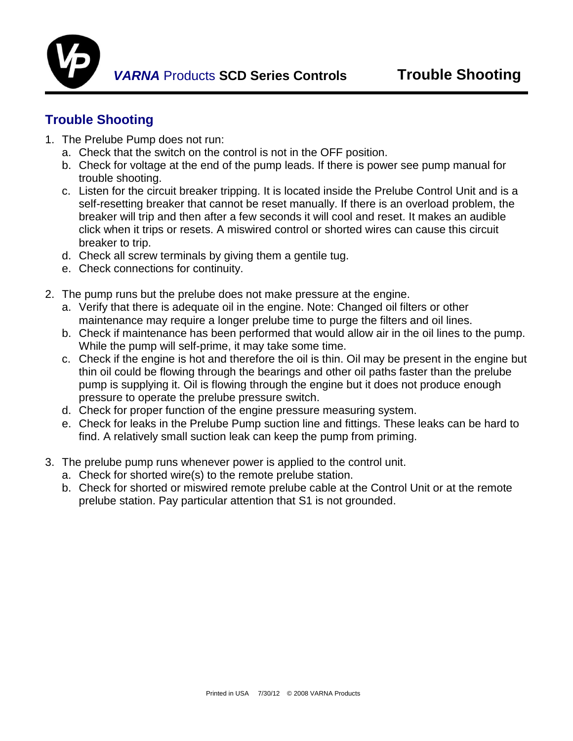## Trouble Shooting

1. The Prelube Pump does not run:
   a. Check that the switch on the control is not in the OFF position.
   b. Check for voltage at the end of the pump leads. If there is power see pump manual for trouble shooting.
   c. Listen for the circuit breaker tripping. It is located inside the Prelube Control Unit and is a self-resetting breaker that cannot be reset manually. If there is an overload problem, the breaker will trip and then after a few seconds it will cool and reset. It makes an audible click when it trips or resets. A miswired control or shorted wires can cause this circuit breaker to trip.
   d. Check all screw terminals by giving them a gentile tug.
   e. Check connections for continuity.

2. The pump runs but the prelube does not make pressure at the engine.
   a. Verify that there is adequate oil in the engine. Note: Changed oil filters or other maintenance may require a longer prelube time to purge the filters and oil lines.
   b. Check if maintenance has been performed that would allow air in the oil lines to the pump. While the pump will self-prime, it may take some time.
   c. Check if the engine is hot and therefore the oil is thin. Oil may be present in the engine but thin oil could be flowing through the bearings and other oil paths faster than the prelube pump is supplying it. Oil is flowing through the engine but it does not produce enough pressure to operate the prelube pressure switch.
   d. Check for proper function of the engine pressure measuring system.
   e. Check for leaks in the Prelube Pump suction line and fittings. These leaks can be hard to find. A relatively small suction leak can keep the pump from priming.

3. The prelube pump runs whenever power is applied to the control unit.
   a. Check for shorted wire(s) to the remote prelube station.
   b. Check for shorted or miswired remote prelube cable at the Control Unit or at the remote prelube station. Pay particular attention that S1 is not grounded.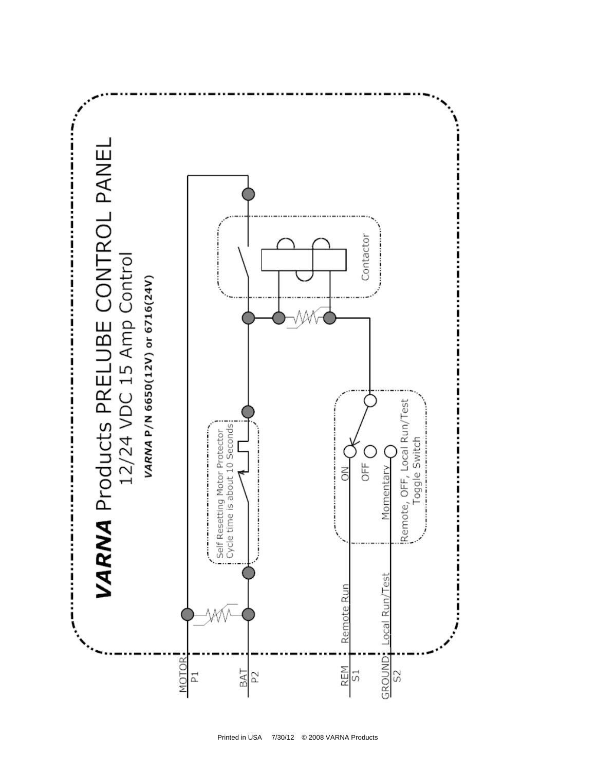# ***VARNA*** Products PRELUBE CONTROL PANEL

12/24 VDC 15 Amp Control

***VARNA* P/N 6650(12V) or 6716(24V)**

Contactor

Self Resetting Motor Protector
Cycle time is about 10 Seconds

ON

OFF

Momentary

Remote, OFF, Local Run/Test
Toggle Switch

Remote Run

Local Run/Test

MOTOR
P1

BAT
P2

REM
S1

GROUND
S2

Printed in USA 7/30/12 © 2008 VARNA Products